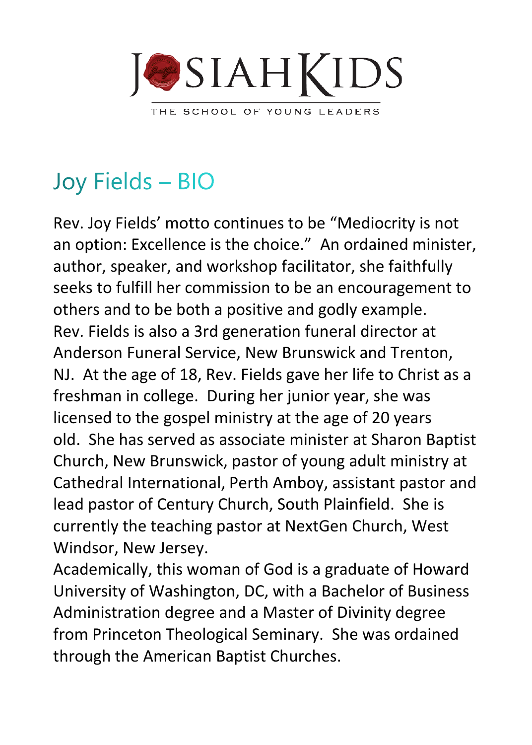# JOSIAHKIDS

THE SCHOOL OF YOUNG LEADERS

## Joy Fields – BIO

Rev. Joy Fields' motto continues to be "Mediocrity is not an option: Excellence is the choice." An ordained minister, author, speaker, and workshop facilitator, she faithfully seeks to fulfill her commission to be an encouragement to others and to be both a positive and godly example.

Rev. Fields is also a 3rd generation funeral director at Anderson Funeral Service, New Brunswick and Trenton, NJ. At the age of 18, Rev. Fields gave her life to Christ as a freshman in college. During her junior year, she was licensed to the gospel ministry at the age of 20 years old. She has served as associate minister at Sharon Baptist Church, New Brunswick, pastor of young adult ministry at Cathedral International, Perth Amboy, assistant pastor and lead pastor of Century Church, South Plainfield. She is currently the teaching pastor at NextGen Church, West Windsor, New Jersey.

Academically, this woman of God is a graduate of Howard University of Washington, DC, with a Bachelor of Business Administration degree and a Master of Divinity degree from Princeton Theological Seminary. She was ordained through the American Baptist Churches.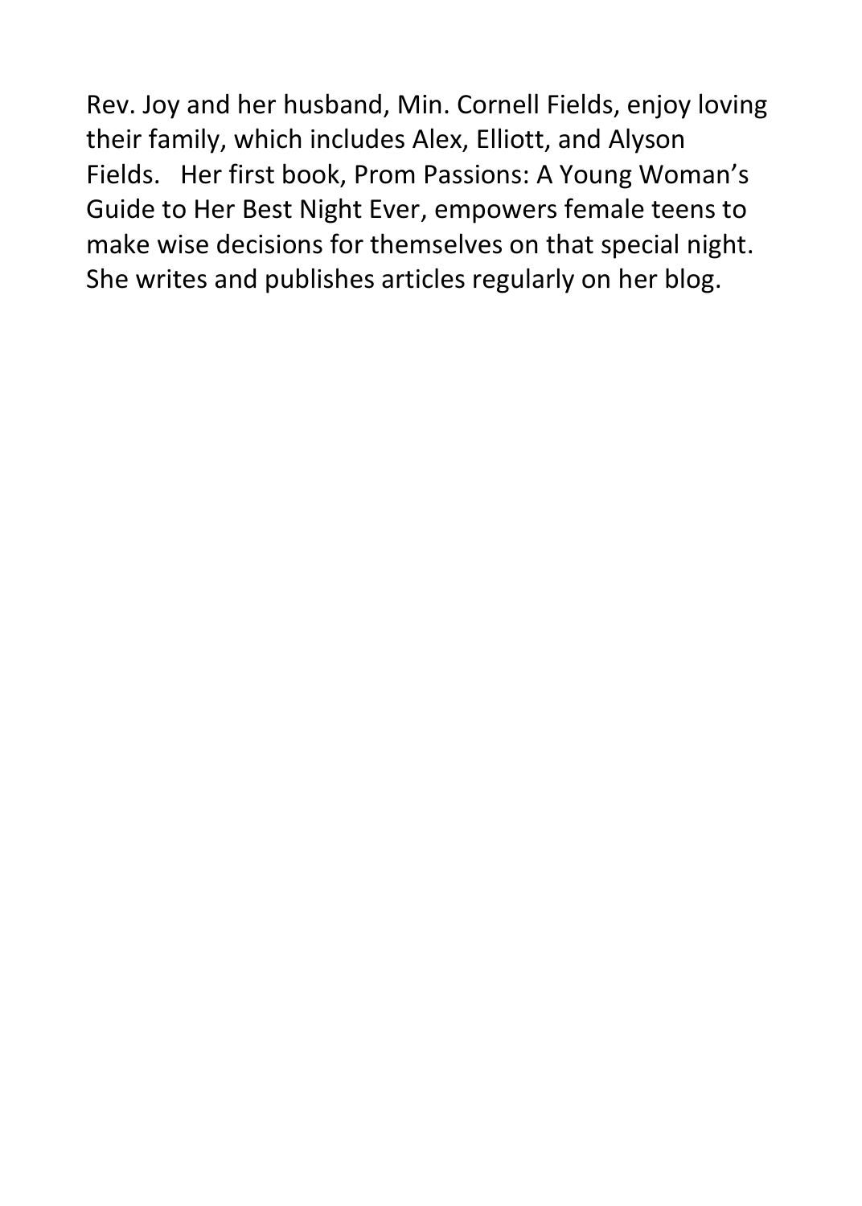Rev. Joy and her husband, Min. Cornell Fields, enjoy loving their family, which includes Alex, Elliott, and Alyson Fields. Her first book, Prom Passions: A Young Woman's Guide to Her Best Night Ever, empowers female teens to make wise decisions for themselves on that special night. She writes and publishes articles regularly on her blog.